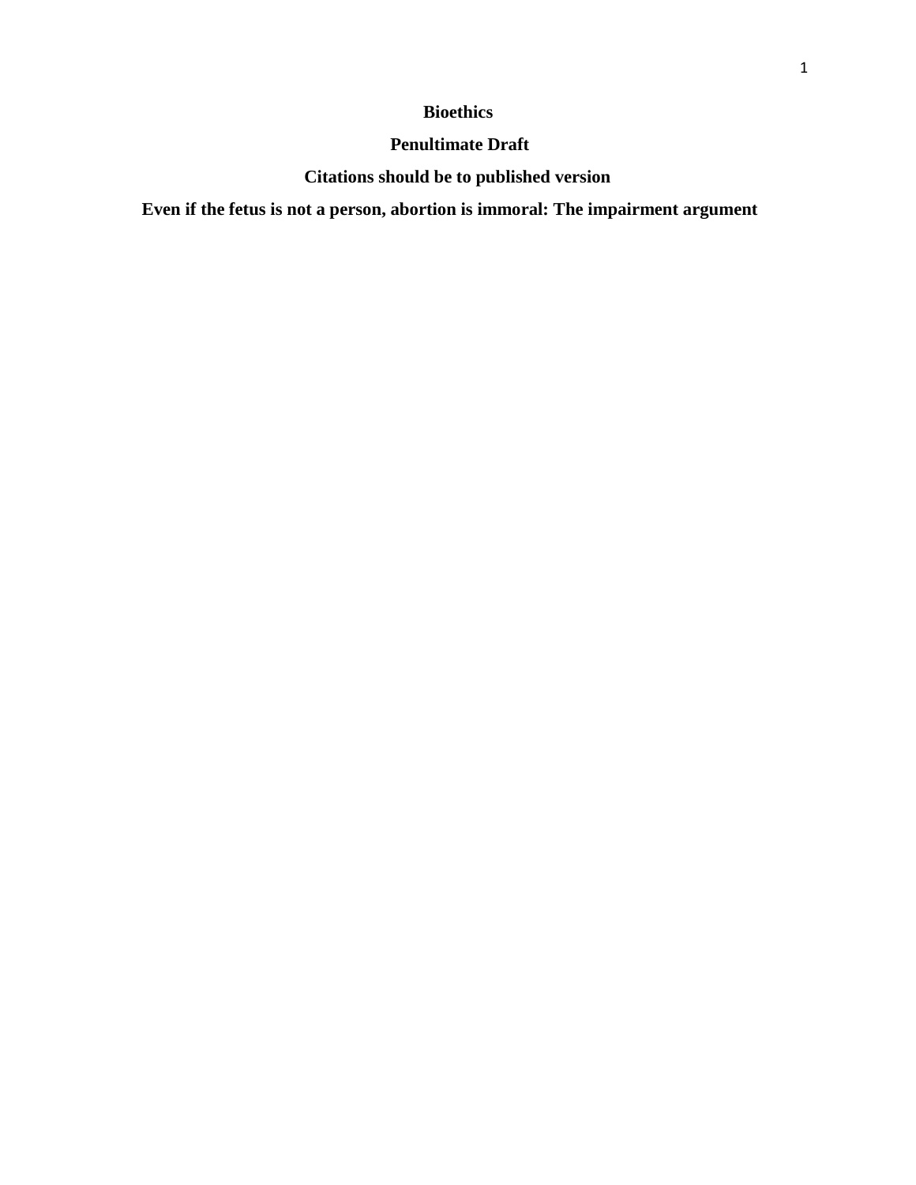**Bioethics**

**Penultimate Draft**

**Citations should be to published version**

# Even if the fetus is not a person, abortion is immoral: The impairment argument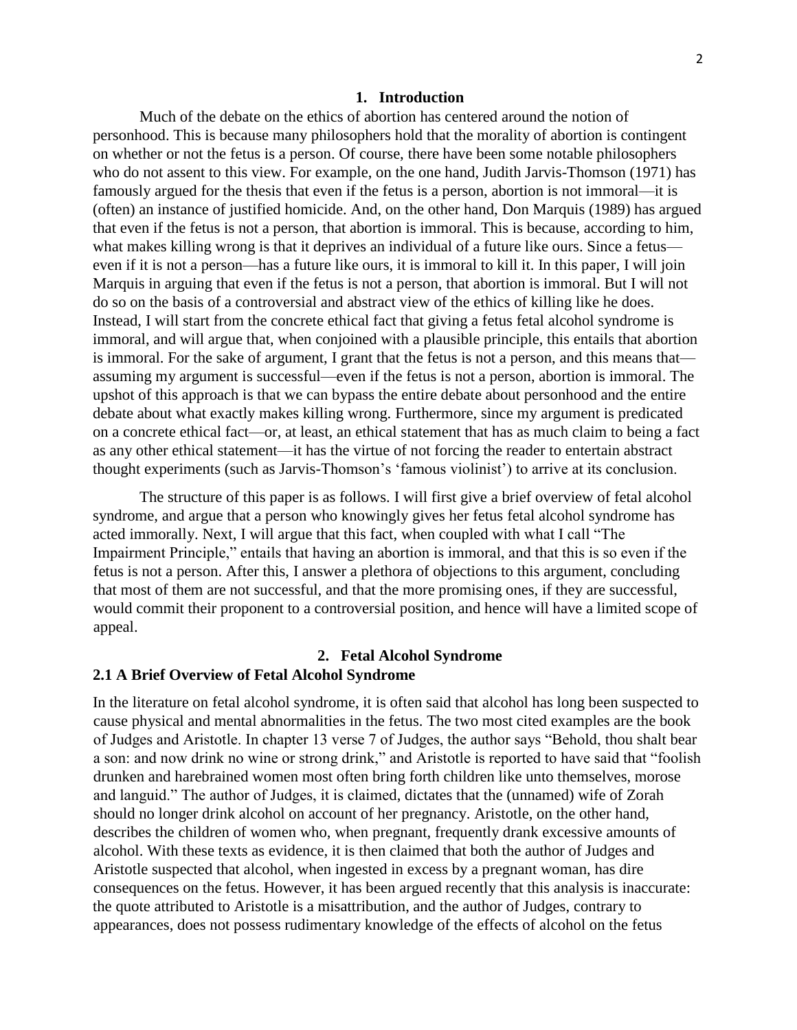## 1. Introduction

Much of the debate on the ethics of abortion has centered around the notion of personhood. This is because many philosophers hold that the morality of abortion is contingent on whether or not the fetus is a person. Of course, there have been some notable philosophers who do not assent to this view. For example, on the one hand, Judith Jarvis-Thomson (1971) has famously argued for the thesis that even if the fetus is a person, abortion is not immoral—it is (often) an instance of justified homicide. And, on the other hand, Don Marquis (1989) has argued that even if the fetus is not a person, that abortion is immoral. This is because, according to him, what makes killing wrong is that it deprives an individual of a future like ours. Since a fetus—even if it is not a person—has a future like ours, it is immoral to kill it. In this paper, I will join Marquis in arguing that even if the fetus is not a person, that abortion is immoral. But I will not do so on the basis of a controversial and abstract view of the ethics of killing like he does. Instead, I will start from the concrete ethical fact that giving a fetus fetal alcohol syndrome is immoral, and will argue that, when conjoined with a plausible principle, this entails that abortion is immoral. For the sake of argument, I grant that the fetus is not a person, and this means that—assuming my argument is successful—even if the fetus is not a person, abortion is immoral. The upshot of this approach is that we can bypass the entire debate about personhood and the entire debate about what exactly makes killing wrong. Furthermore, since my argument is predicated on a concrete ethical fact—or, at least, an ethical statement that has as much claim to being a fact as any other ethical statement—it has the virtue of not forcing the reader to entertain abstract thought experiments (such as Jarvis-Thomson's 'famous violinist') to arrive at its conclusion.

The structure of this paper is as follows. I will first give a brief overview of fetal alcohol syndrome, and argue that a person who knowingly gives her fetus fetal alcohol syndrome has acted immorally. Next, I will argue that this fact, when coupled with what I call "The Impairment Principle," entails that having an abortion is immoral, and that this is so even if the fetus is not a person. After this, I answer a plethora of objections to this argument, concluding that most of them are not successful, and that the more promising ones, if they are successful, would commit their proponent to a controversial position, and hence will have a limited scope of appeal.

## 2. Fetal Alcohol Syndrome

### 2.1 A Brief Overview of Fetal Alcohol Syndrome

In the literature on fetal alcohol syndrome, it is often said that alcohol has long been suspected to cause physical and mental abnormalities in the fetus. The two most cited examples are the book of Judges and Aristotle. In chapter 13 verse 7 of Judges, the author says "Behold, thou shalt bear a son: and now drink no wine or strong drink," and Aristotle is reported to have said that "foolish drunken and harebrained women most often bring forth children like unto themselves, morose and languid." The author of Judges, it is claimed, dictates that the (unnamed) wife of Zorah should no longer drink alcohol on account of her pregnancy. Aristotle, on the other hand, describes the children of women who, when pregnant, frequently drank excessive amounts of alcohol. With these texts as evidence, it is then claimed that both the author of Judges and Aristotle suspected that alcohol, when ingested in excess by a pregnant woman, has dire consequences on the fetus. However, it has been argued recently that this analysis is inaccurate: the quote attributed to Aristotle is a misattribution, and the author of Judges, contrary to appearances, does not possess rudimentary knowledge of the effects of alcohol on the fetus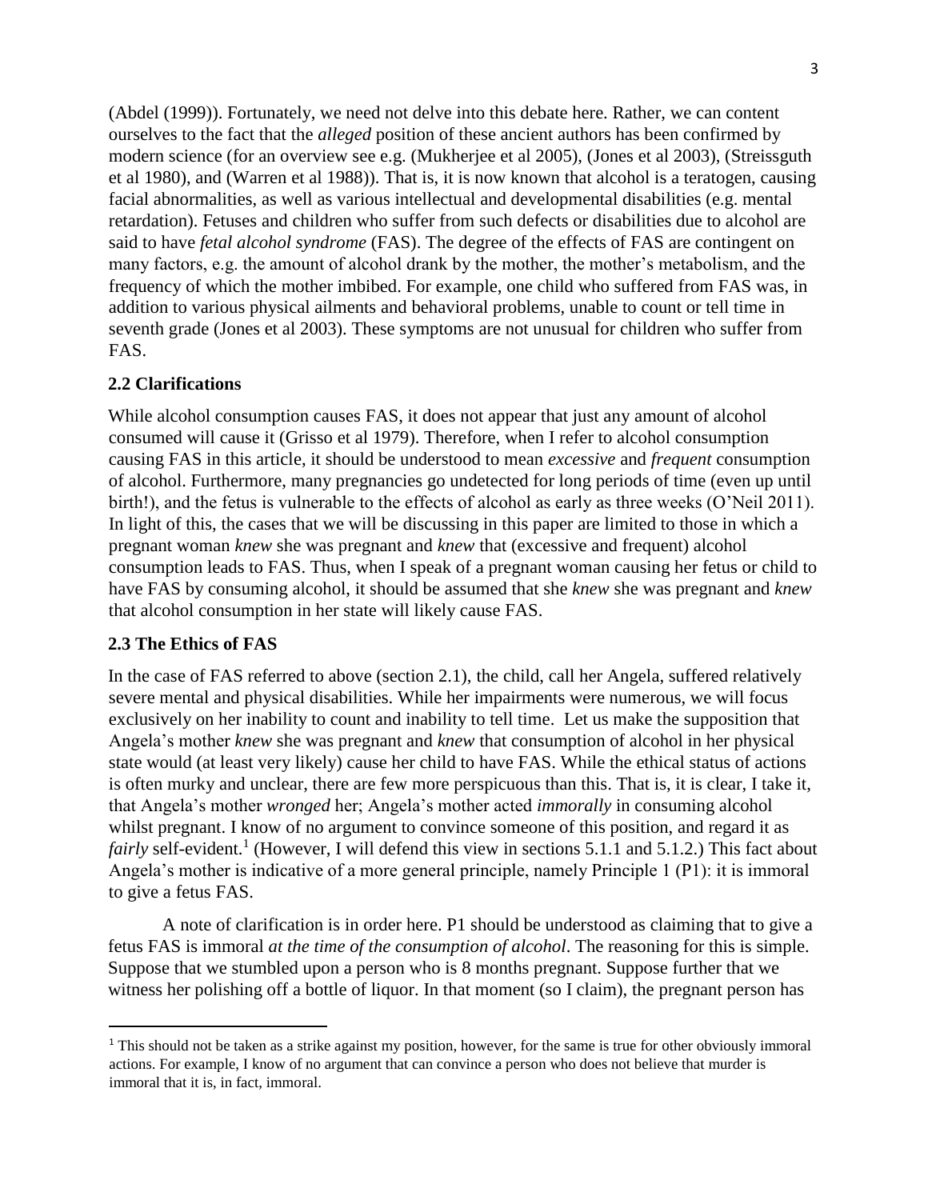(Abdel (1999)). Fortunately, we need not delve into this debate here. Rather, we can content ourselves to the fact that the *alleged* position of these ancient authors has been confirmed by modern science (for an overview see e.g. (Mukherjee et al 2005), (Jones et al 2003), (Streissguth et al 1980), and (Warren et al 1988)). That is, it is now known that alcohol is a teratogen, causing facial abnormalities, as well as various intellectual and developmental disabilities (e.g. mental retardation). Fetuses and children who suffer from such defects or disabilities due to alcohol are said to have *fetal alcohol syndrome* (FAS). The degree of the effects of FAS are contingent on many factors, e.g. the amount of alcohol drank by the mother, the mother's metabolism, and the frequency of which the mother imbibed. For example, one child who suffered from FAS was, in addition to various physical ailments and behavioral problems, unable to count or tell time in seventh grade (Jones et al 2003). These symptoms are not unusual for children who suffer from FAS.

## 2.2 Clarifications

While alcohol consumption causes FAS, it does not appear that just any amount of alcohol consumed will cause it (Grisso et al 1979). Therefore, when I refer to alcohol consumption causing FAS in this article, it should be understood to mean *excessive* and *frequent* consumption of alcohol. Furthermore, many pregnancies go undetected for long periods of time (even up until birth!), and the fetus is vulnerable to the effects of alcohol as early as three weeks (O'Neil 2011). In light of this, the cases that we will be discussing in this paper are limited to those in which a pregnant woman *knew* she was pregnant and *knew* that (excessive and frequent) alcohol consumption leads to FAS. Thus, when I speak of a pregnant woman causing her fetus or child to have FAS by consuming alcohol, it should be assumed that she *knew* she was pregnant and *knew* that alcohol consumption in her state will likely cause FAS.

## 2.3 The Ethics of FAS

In the case of FAS referred to above (section 2.1), the child, call her Angela, suffered relatively severe mental and physical disabilities. While her impairments were numerous, we will focus exclusively on her inability to count and inability to tell time. Let us make the supposition that Angela's mother *knew* she was pregnant and *knew* that consumption of alcohol in her physical state would (at least very likely) cause her child to have FAS. While the ethical status of actions is often murky and unclear, there are few more perspicuous than this. That is, it is clear, I take it, that Angela's mother *wronged* her; Angela's mother acted *immorally* in consuming alcohol whilst pregnant. I know of no argument to convince someone of this position, and regard it as *fairly* self-evident.[1] (However, I will defend this view in sections 5.1.1 and 5.1.2.) This fact about Angela's mother is indicative of a more general principle, namely Principle 1 (P1): it is immoral to give a fetus FAS.

A note of clarification is in order here. P1 should be understood as claiming that to give a fetus FAS is immoral *at the time of the consumption of alcohol*. The reasoning for this is simple. Suppose that we stumbled upon a person who is 8 months pregnant. Suppose further that we witness her polishing off a bottle of liquor. In that moment (so I claim), the pregnant person has

[1] This should not be taken as a strike against my position, however, for the same is true for other obviously immoral actions. For example, I know of no argument that can convince a person who does not believe that murder is immoral that it is, in fact, immoral.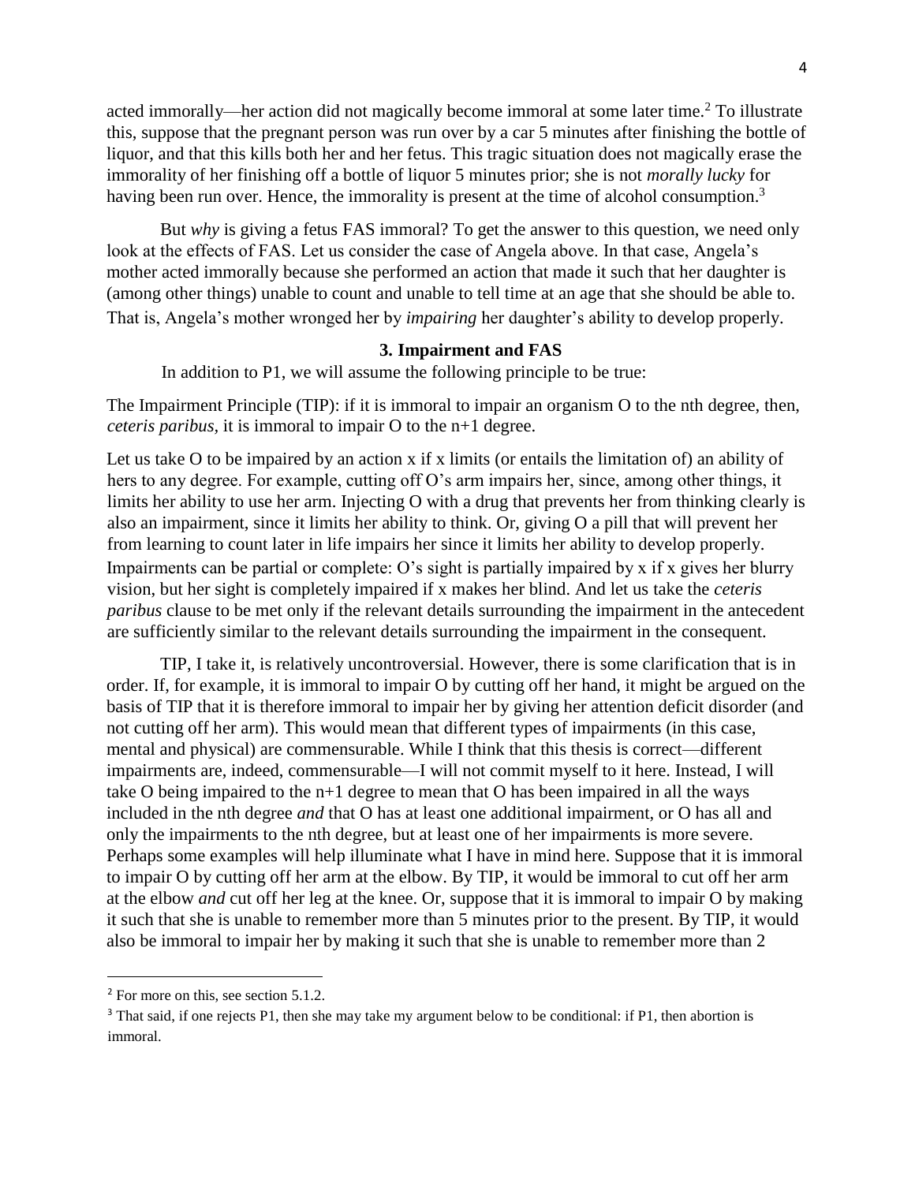acted immorally—her action did not magically become immoral at some later time.[2] To illustrate this, suppose that the pregnant person was run over by a car 5 minutes after finishing the bottle of liquor, and that this kills both her and her fetus. This tragic situation does not magically erase the immorality of her finishing off a bottle of liquor 5 minutes prior; she is not *morally lucky* for having been run over. Hence, the immorality is present at the time of alcohol consumption.[3]

But *why* is giving a fetus FAS immoral? To get the answer to this question, we need only look at the effects of FAS. Let us consider the case of Angela above. In that case, Angela's mother acted immorally because she performed an action that made it such that her daughter is (among other things) unable to count and unable to tell time at an age that she should be able to. That is, Angela's mother wronged her by *impairing* her daughter's ability to develop properly.

### 3. Impairment and FAS

In addition to P1, we will assume the following principle to be true:

The Impairment Principle (TIP): if it is immoral to impair an organism O to the nth degree, then, *ceteris paribus*, it is immoral to impair O to the n+1 degree.

Let us take O to be impaired by an action x if x limits (or entails the limitation of) an ability of hers to any degree. For example, cutting off O's arm impairs her, since, among other things, it limits her ability to use her arm. Injecting O with a drug that prevents her from thinking clearly is also an impairment, since it limits her ability to think. Or, giving O a pill that will prevent her from learning to count later in life impairs her since it limits her ability to develop properly. Impairments can be partial or complete: O's sight is partially impaired by x if x gives her blurry vision, but her sight is completely impaired if x makes her blind. And let us take the *ceteris paribus* clause to be met only if the relevant details surrounding the impairment in the antecedent are sufficiently similar to the relevant details surrounding the impairment in the consequent.

TIP, I take it, is relatively uncontroversial. However, there is some clarification that is in order. If, for example, it is immoral to impair O by cutting off her hand, it might be argued on the basis of TIP that it is therefore immoral to impair her by giving her attention deficit disorder (and not cutting off her arm). This would mean that different types of impairments (in this case, mental and physical) are commensurable. While I think that this thesis is correct—different impairments are, indeed, commensurable—I will not commit myself to it here. Instead, I will take O being impaired to the n+1 degree to mean that O has been impaired in all the ways included in the nth degree *and* that O has at least one additional impairment, or O has all and only the impairments to the nth degree, but at least one of her impairments is more severe. Perhaps some examples will help illuminate what I have in mind here. Suppose that it is immoral to impair O by cutting off her arm at the elbow. By TIP, it would be immoral to cut off her arm at the elbow *and* cut off her leg at the knee. Or, suppose that it is immoral to impair O by making it such that she is unable to remember more than 5 minutes prior to the present. By TIP, it would also be immoral to impair her by making it such that she is unable to remember more than 2

---

[2] For more on this, see section 5.1.2.

[3] That said, if one rejects P1, then she may take my argument below to be conditional: if P1, then abortion is immoral.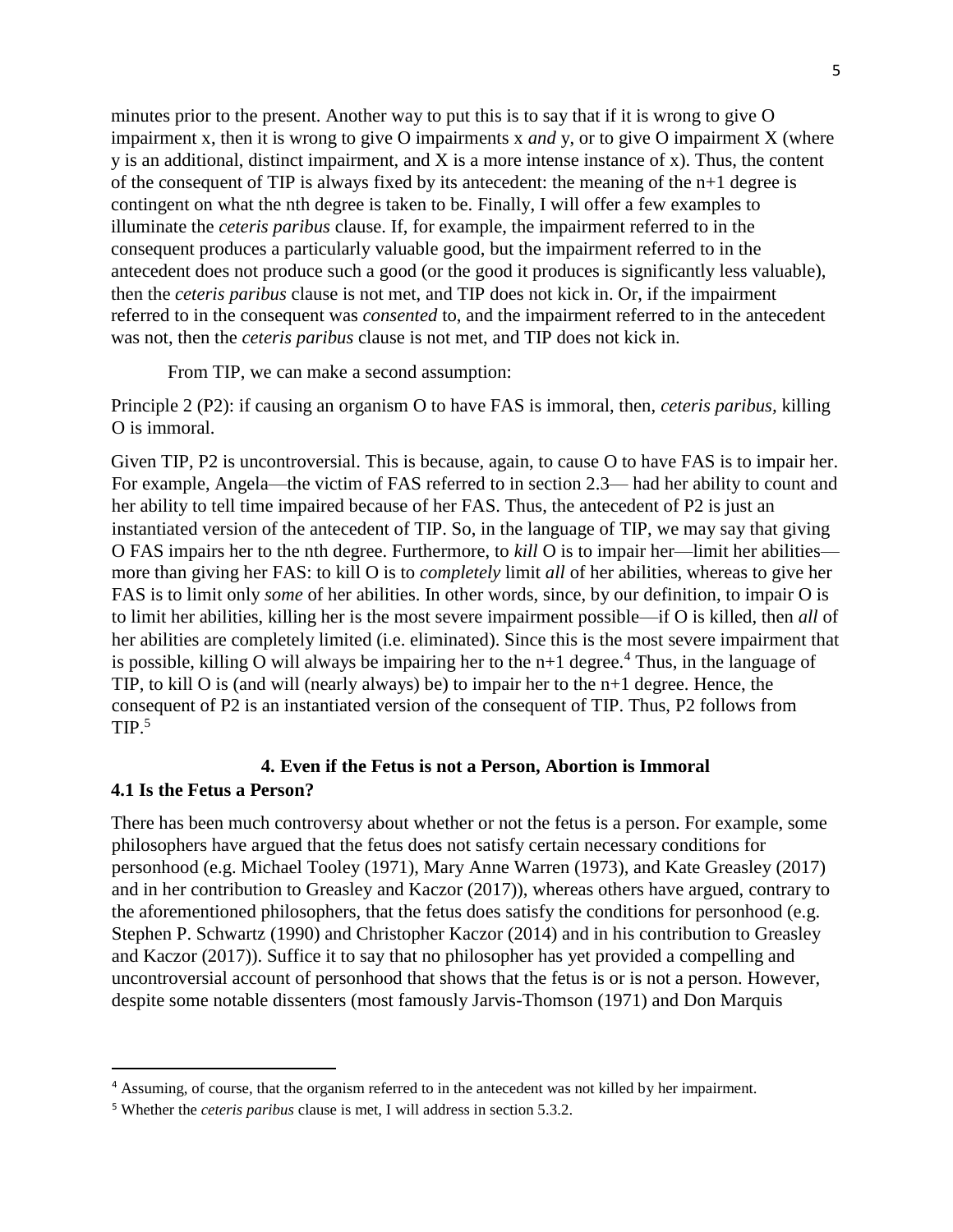minutes prior to the present. Another way to put this is to say that if it is wrong to give O impairment x, then it is wrong to give O impairments x *and* y, or to give O impairment X (where y is an additional, distinct impairment, and X is a more intense instance of x). Thus, the content of the consequent of TIP is always fixed by its antecedent: the meaning of the n+1 degree is contingent on what the nth degree is taken to be. Finally, I will offer a few examples to illuminate the *ceteris paribus* clause. If, for example, the impairment referred to in the consequent produces a particularly valuable good, but the impairment referred to in the antecedent does not produce such a good (or the good it produces is significantly less valuable), then the *ceteris paribus* clause is not met, and TIP does not kick in. Or, if the impairment referred to in the consequent was *consented* to, and the impairment referred to in the antecedent was not, then the *ceteris paribus* clause is not met, and TIP does not kick in.

From TIP, we can make a second assumption:

Principle 2 (P2): if causing an organism O to have FAS is immoral, then, *ceteris paribus,* killing O is immoral.

Given TIP, P2 is uncontroversial. This is because, again, to cause O to have FAS is to impair her. For example, Angela—the victim of FAS referred to in section 2.3— had her ability to count and her ability to tell time impaired because of her FAS. Thus, the antecedent of P2 is just an instantiated version of the antecedent of TIP. So, in the language of TIP, we may say that giving O FAS impairs her to the nth degree. Furthermore, to *kill* O is to impair her—limit her abilities—more than giving her FAS: to kill O is to *completely* limit *all* of her abilities, whereas to give her FAS is to limit only *some* of her abilities. In other words, since, by our definition, to impair O is to limit her abilities, killing her is the most severe impairment possible—if O is killed, then *all* of her abilities are completely limited (i.e. eliminated). Since this is the most severe impairment that is possible, killing O will always be impairing her to the n+1 degree.[4] Thus, in the language of TIP, to kill O is (and will (nearly always) be) to impair her to the n+1 degree. Hence, the consequent of P2 is an instantiated version of the consequent of TIP. Thus, P2 follows from TIP.[5]

## 4. Even if the Fetus is not a Person, Abortion is Immoral

### 4.1 Is the Fetus a Person?

There has been much controversy about whether or not the fetus is a person. For example, some philosophers have argued that the fetus does not satisfy certain necessary conditions for personhood (e.g. Michael Tooley (1971), Mary Anne Warren (1973), and Kate Greasley (2017) and in her contribution to Greasley and Kaczor (2017)), whereas others have argued, contrary to the aforementioned philosophers, that the fetus does satisfy the conditions for personhood (e.g. Stephen P. Schwartz (1990) and Christopher Kaczor (2014) and in his contribution to Greasley and Kaczor (2017)). Suffice it to say that no philosopher has yet provided a compelling and uncontroversial account of personhood that shows that the fetus is or is not a person. However, despite some notable dissenters (most famously Jarvis-Thomson (1971) and Don Marquis

---

[4] Assuming, of course, that the organism referred to in the antecedent was not killed by her impairment.

[5] Whether the *ceteris paribus* clause is met, I will address in section 5.3.2.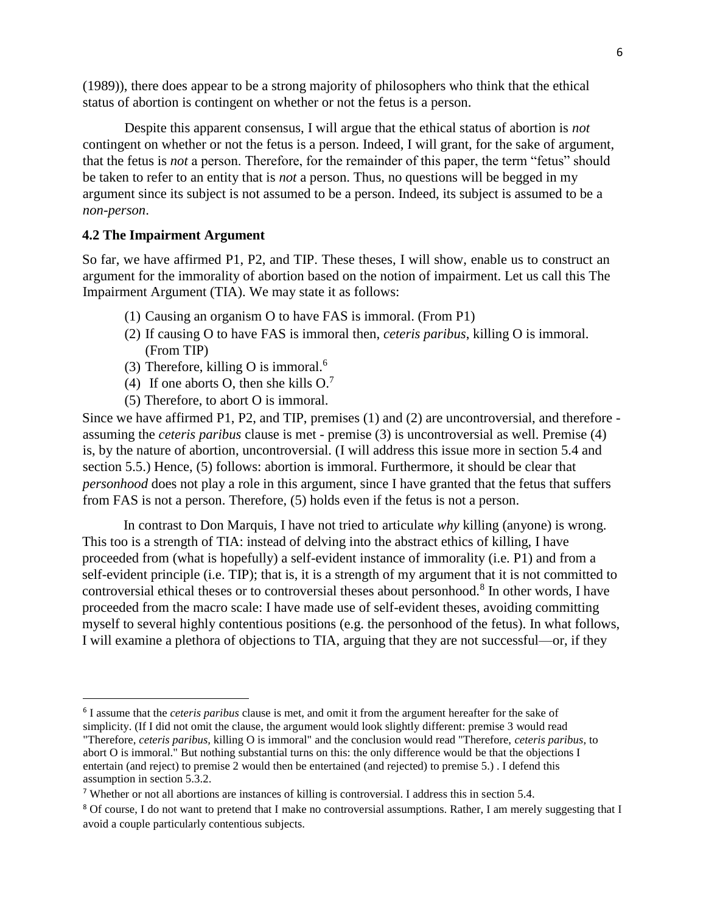(1989)), there does appear to be a strong majority of philosophers who think that the ethical status of abortion is contingent on whether or not the fetus is a person.

Despite this apparent consensus, I will argue that the ethical status of abortion is *not* contingent on whether or not the fetus is a person. Indeed, I will grant, for the sake of argument, that the fetus is *not* a person. Therefore, for the remainder of this paper, the term "fetus" should be taken to refer to an entity that is *not* a person. Thus, no questions will be begged in my argument since its subject is not assumed to be a person. Indeed, its subject is assumed to be a *non-person*.

### 4.2 The Impairment Argument

So far, we have affirmed P1, P2, and TIP. These theses, I will show, enable us to construct an argument for the immorality of abortion based on the notion of impairment. Let us call this The Impairment Argument (TIA). We may state it as follows:

(1) Causing an organism O to have FAS is immoral. (From P1)
(2) If causing O to have FAS is immoral then, *ceteris paribus*, killing O is immoral. (From TIP)
(3) Therefore, killing O is immoral.[6]
(4) If one aborts O, then she kills O.[7]
(5) Therefore, to abort O is immoral.

Since we have affirmed P1, P2, and TIP, premises (1) and (2) are uncontroversial, and therefore - assuming the *ceteris paribus* clause is met - premise (3) is uncontroversial as well. Premise (4) is, by the nature of abortion, uncontroversial. (I will address this issue more in section 5.4 and section 5.5.) Hence, (5) follows: abortion is immoral. Furthermore, it should be clear that *personhood* does not play a role in this argument, since I have granted that the fetus that suffers from FAS is not a person. Therefore, (5) holds even if the fetus is not a person.

In contrast to Don Marquis, I have not tried to articulate *why* killing (anyone) is wrong. This too is a strength of TIA: instead of delving into the abstract ethics of killing, I have proceeded from (what is hopefully) a self-evident instance of immorality (i.e. P1) and from a self-evident principle (i.e. TIP); that is, it is a strength of my argument that it is not committed to controversial ethical theses or to controversial theses about personhood.[8] In other words, I have proceeded from the macro scale: I have made use of self-evident theses, avoiding committing myself to several highly contentious positions (e.g. the personhood of the fetus). In what follows, I will examine a plethora of objections to TIA, arguing that they are not successful—or, if they

---

[6] I assume that the *ceteris paribus* clause is met, and omit it from the argument hereafter for the sake of simplicity. (If I did not omit the clause, the argument would look slightly different: premise 3 would read "Therefore, *ceteris paribus,* killing O is immoral" and the conclusion would read "Therefore, *ceteris paribus,* to abort O is immoral." But nothing substantial turns on this: the only difference would be that the objections I entertain (and reject) to premise 2 would then be entertained (and rejected) to premise 5.) . I defend this assumption in section 5.3.2.

[7] Whether or not all abortions are instances of killing is controversial. I address this in section 5.4.

[8] Of course, I do not want to pretend that I make no controversial assumptions. Rather, I am merely suggesting that I avoid a couple particularly contentious subjects.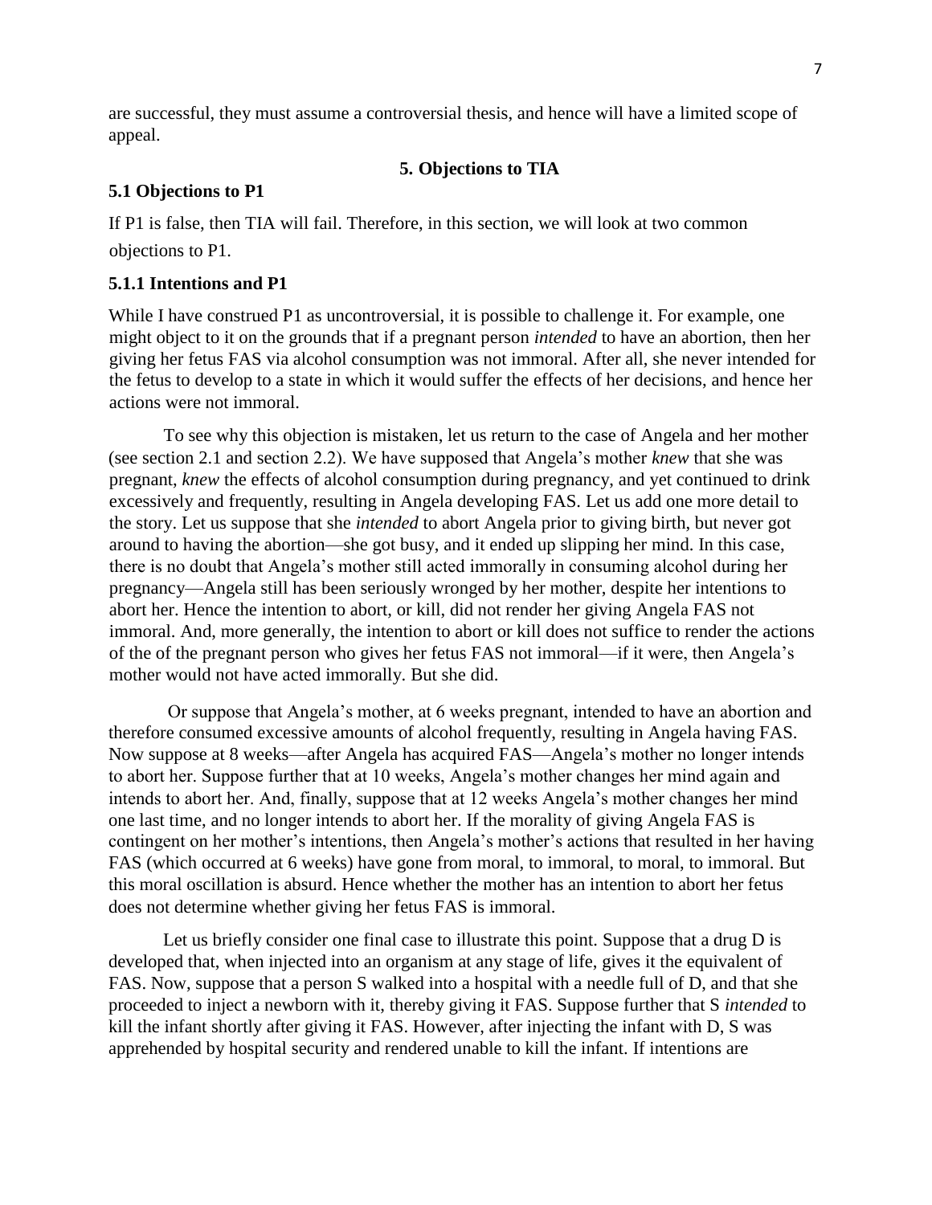are successful, they must assume a controversial thesis, and hence will have a limited scope of appeal.

## 5. Objections to TIA

### 5.1 Objections to P1

If P1 is false, then TIA will fail. Therefore, in this section, we will look at two common objections to P1.

#### 5.1.1 Intentions and P1

While I have construed P1 as uncontroversial, it is possible to challenge it. For example, one might object to it on the grounds that if a pregnant person *intended* to have an abortion, then her giving her fetus FAS via alcohol consumption was not immoral. After all, she never intended for the fetus to develop to a state in which it would suffer the effects of her decisions, and hence her actions were not immoral.

To see why this objection is mistaken, let us return to the case of Angela and her mother (see section 2.1 and section 2.2). We have supposed that Angela's mother *knew* that she was pregnant, *knew* the effects of alcohol consumption during pregnancy, and yet continued to drink excessively and frequently, resulting in Angela developing FAS. Let us add one more detail to the story. Let us suppose that she *intended* to abort Angela prior to giving birth, but never got around to having the abortion—she got busy, and it ended up slipping her mind. In this case, there is no doubt that Angela's mother still acted immorally in consuming alcohol during her pregnancy—Angela still has been seriously wronged by her mother, despite her intentions to abort her. Hence the intention to abort, or kill, did not render her giving Angela FAS not immoral. And, more generally, the intention to abort or kill does not suffice to render the actions of the of the pregnant person who gives her fetus FAS not immoral—if it were, then Angela's mother would not have acted immorally. But she did.

Or suppose that Angela's mother, at 6 weeks pregnant, intended to have an abortion and therefore consumed excessive amounts of alcohol frequently, resulting in Angela having FAS. Now suppose at 8 weeks—after Angela has acquired FAS—Angela's mother no longer intends to abort her. Suppose further that at 10 weeks, Angela's mother changes her mind again and intends to abort her. And, finally, suppose that at 12 weeks Angela's mother changes her mind one last time, and no longer intends to abort her. If the morality of giving Angela FAS is contingent on her mother's intentions, then Angela's mother's actions that resulted in her having FAS (which occurred at 6 weeks) have gone from moral, to immoral, to moral, to immoral. But this moral oscillation is absurd. Hence whether the mother has an intention to abort her fetus does not determine whether giving her fetus FAS is immoral.

Let us briefly consider one final case to illustrate this point. Suppose that a drug D is developed that, when injected into an organism at any stage of life, gives it the equivalent of FAS. Now, suppose that a person S walked into a hospital with a needle full of D, and that she proceeded to inject a newborn with it, thereby giving it FAS. Suppose further that S *intended* to kill the infant shortly after giving it FAS. However, after injecting the infant with D, S was apprehended by hospital security and rendered unable to kill the infant. If intentions are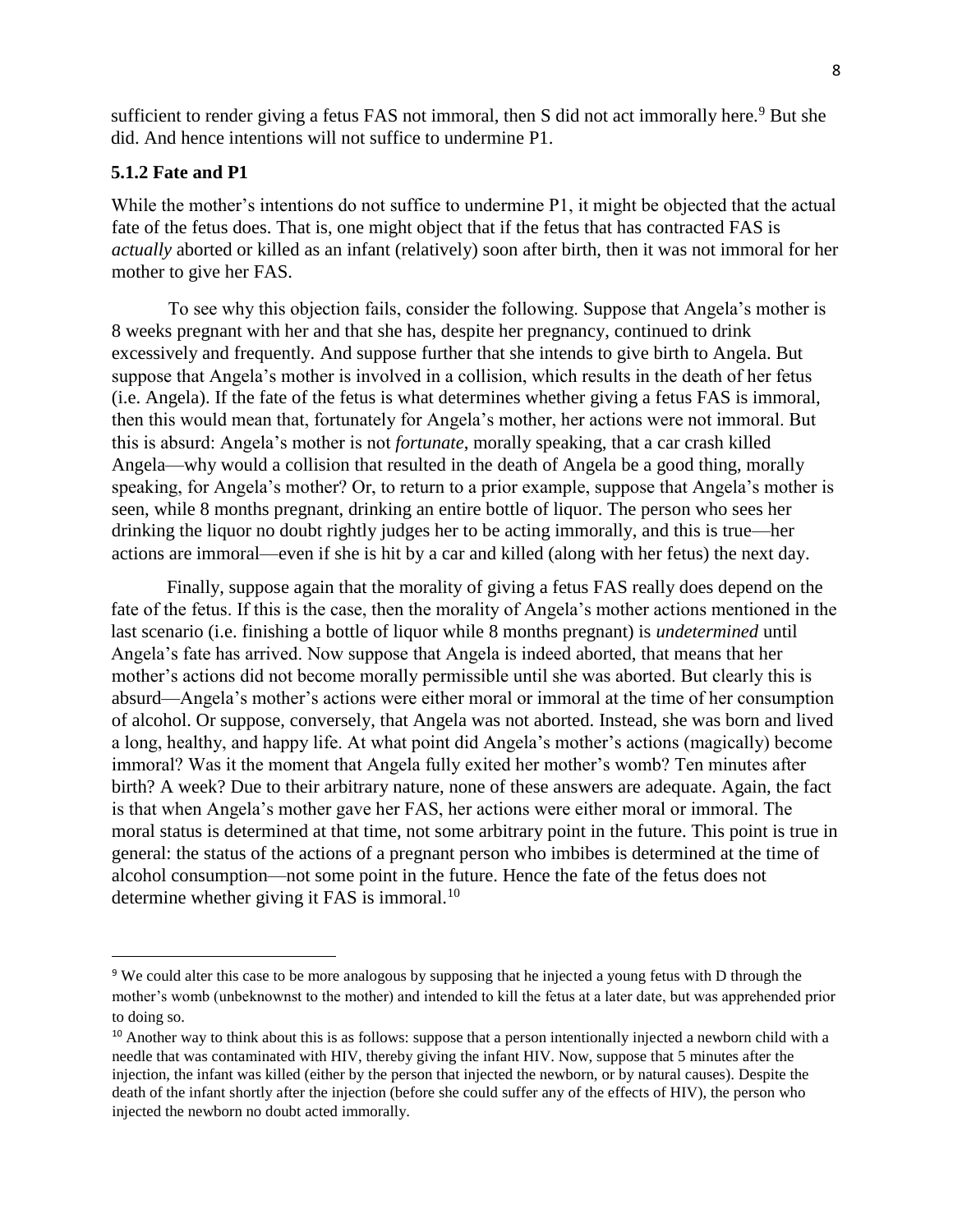sufficient to render giving a fetus FAS not immoral, then S did not act immorally here.[9] But she did. And hence intentions will not suffice to undermine P1.

### 5.1.2 Fate and P1

While the mother's intentions do not suffice to undermine P1, it might be objected that the actual fate of the fetus does. That is, one might object that if the fetus that has contracted FAS is *actually* aborted or killed as an infant (relatively) soon after birth, then it was not immoral for her mother to give her FAS.

To see why this objection fails, consider the following. Suppose that Angela's mother is 8 weeks pregnant with her and that she has, despite her pregnancy, continued to drink excessively and frequently. And suppose further that she intends to give birth to Angela. But suppose that Angela's mother is involved in a collision, which results in the death of her fetus (i.e. Angela). If the fate of the fetus is what determines whether giving a fetus FAS is immoral, then this would mean that, fortunately for Angela's mother, her actions were not immoral. But this is absurd: Angela's mother is not *fortunate*, morally speaking, that a car crash killed Angela—why would a collision that resulted in the death of Angela be a good thing, morally speaking, for Angela's mother? Or, to return to a prior example, suppose that Angela's mother is seen, while 8 months pregnant, drinking an entire bottle of liquor. The person who sees her drinking the liquor no doubt rightly judges her to be acting immorally, and this is true—her actions are immoral—even if she is hit by a car and killed (along with her fetus) the next day.

Finally, suppose again that the morality of giving a fetus FAS really does depend on the fate of the fetus. If this is the case, then the morality of Angela's mother actions mentioned in the last scenario (i.e. finishing a bottle of liquor while 8 months pregnant) is *undetermined* until Angela's fate has arrived. Now suppose that Angela is indeed aborted, that means that her mother's actions did not become morally permissible until she was aborted. But clearly this is absurd—Angela's mother's actions were either moral or immoral at the time of her consumption of alcohol. Or suppose, conversely, that Angela was not aborted. Instead, she was born and lived a long, healthy, and happy life. At what point did Angela's mother's actions (magically) become immoral? Was it the moment that Angela fully exited her mother's womb? Ten minutes after birth? A week? Due to their arbitrary nature, none of these answers are adequate. Again, the fact is that when Angela's mother gave her FAS, her actions were either moral or immoral. The moral status is determined at that time, not some arbitrary point in the future. This point is true in general: the status of the actions of a pregnant person who imbibes is determined at the time of alcohol consumption—not some point in the future. Hence the fate of the fetus does not determine whether giving it FAS is immoral.[10]

---

[9] We could alter this case to be more analogous by supposing that he injected a young fetus with D through the mother's womb (unbeknownst to the mother) and intended to kill the fetus at a later date, but was apprehended prior to doing so.

[10] Another way to think about this is as follows: suppose that a person intentionally injected a newborn child with a needle that was contaminated with HIV, thereby giving the infant HIV. Now, suppose that 5 minutes after the injection, the infant was killed (either by the person that injected the newborn, or by natural causes). Despite the death of the infant shortly after the injection (before she could suffer any of the effects of HIV), the person who injected the newborn no doubt acted immorally.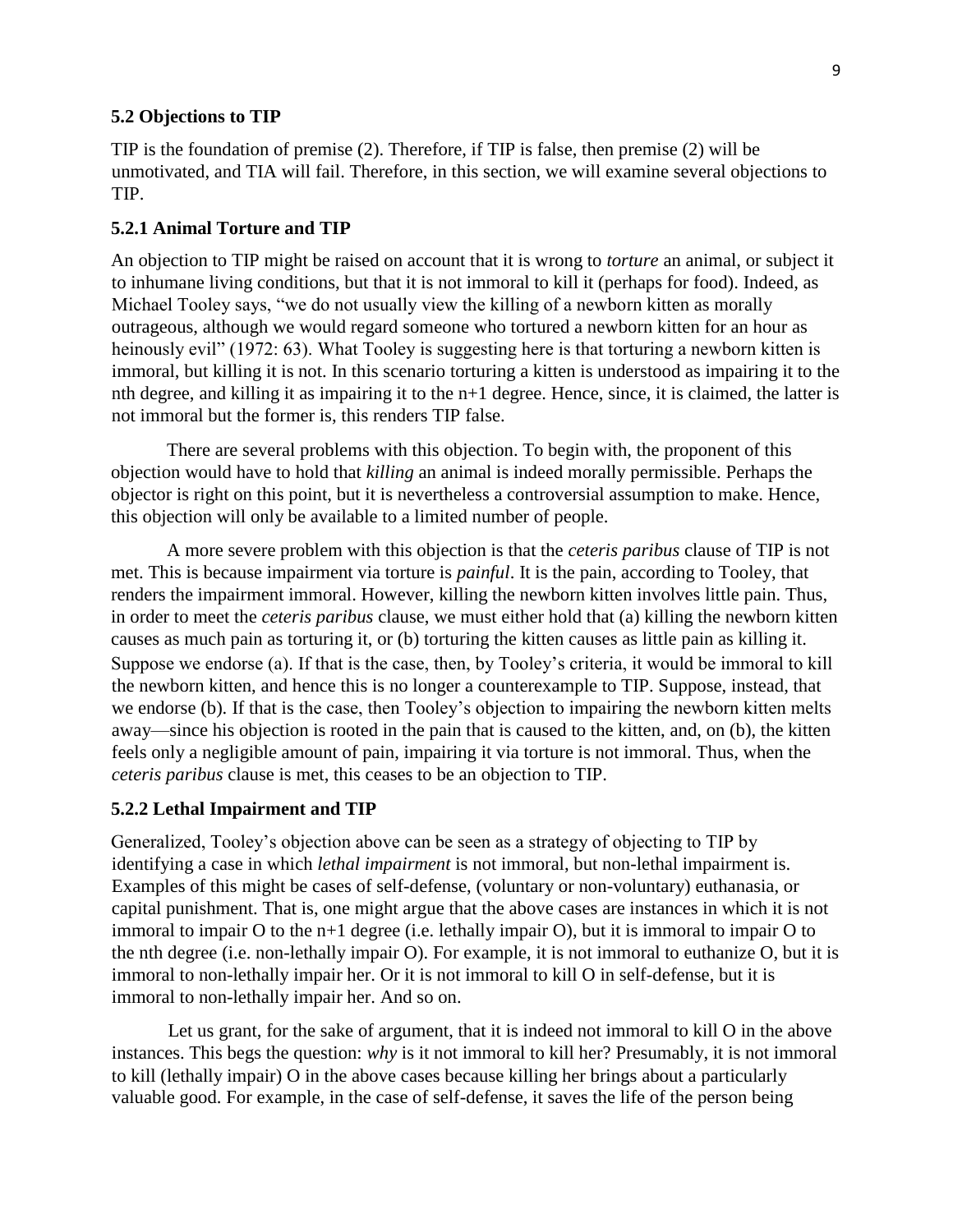### 5.2 Objections to TIP

TIP is the foundation of premise (2). Therefore, if TIP is false, then premise (2) will be unmotivated, and TIA will fail. Therefore, in this section, we will examine several objections to TIP.

#### 5.2.1 Animal Torture and TIP

An objection to TIP might be raised on account that it is wrong to *torture* an animal, or subject it to inhumane living conditions, but that it is not immoral to kill it (perhaps for food). Indeed, as Michael Tooley says, "we do not usually view the killing of a newborn kitten as morally outrageous, although we would regard someone who tortured a newborn kitten for an hour as heinously evil" (1972: 63). What Tooley is suggesting here is that torturing a newborn kitten is immoral, but killing it is not. In this scenario torturing a kitten is understood as impairing it to the nth degree, and killing it as impairing it to the n+1 degree. Hence, since, it is claimed, the latter is not immoral but the former is, this renders TIP false.

There are several problems with this objection. To begin with, the proponent of this objection would have to hold that *killing* an animal is indeed morally permissible. Perhaps the objector is right on this point, but it is nevertheless a controversial assumption to make. Hence, this objection will only be available to a limited number of people.

A more severe problem with this objection is that the *ceteris paribus* clause of TIP is not met. This is because impairment via torture is *painful*. It is the pain, according to Tooley, that renders the impairment immoral. However, killing the newborn kitten involves little pain. Thus, in order to meet the *ceteris paribus* clause, we must either hold that (a) killing the newborn kitten causes as much pain as torturing it, or (b) torturing the kitten causes as little pain as killing it. Suppose we endorse (a). If that is the case, then, by Tooley's criteria, it would be immoral to kill the newborn kitten, and hence this is no longer a counterexample to TIP. Suppose, instead, that we endorse (b). If that is the case, then Tooley's objection to impairing the newborn kitten melts away—since his objection is rooted in the pain that is caused to the kitten, and, on (b), the kitten feels only a negligible amount of pain, impairing it via torture is not immoral. Thus, when the *ceteris paribus* clause is met, this ceases to be an objection to TIP.

#### 5.2.2 Lethal Impairment and TIP

Generalized, Tooley's objection above can be seen as a strategy of objecting to TIP by identifying a case in which *lethal impairment* is not immoral, but non-lethal impairment is. Examples of this might be cases of self-defense, (voluntary or non-voluntary) euthanasia, or capital punishment. That is, one might argue that the above cases are instances in which it is not immoral to impair O to the n+1 degree (i.e. lethally impair O), but it is immoral to impair O to the nth degree (i.e. non-lethally impair O). For example, it is not immoral to euthanize O, but it is immoral to non-lethally impair her. Or it is not immoral to kill O in self-defense, but it is immoral to non-lethally impair her. And so on.

Let us grant, for the sake of argument, that it is indeed not immoral to kill O in the above instances. This begs the question: *why* is it not immoral to kill her? Presumably, it is not immoral to kill (lethally impair) O in the above cases because killing her brings about a particularly valuable good. For example, in the case of self-defense, it saves the life of the person being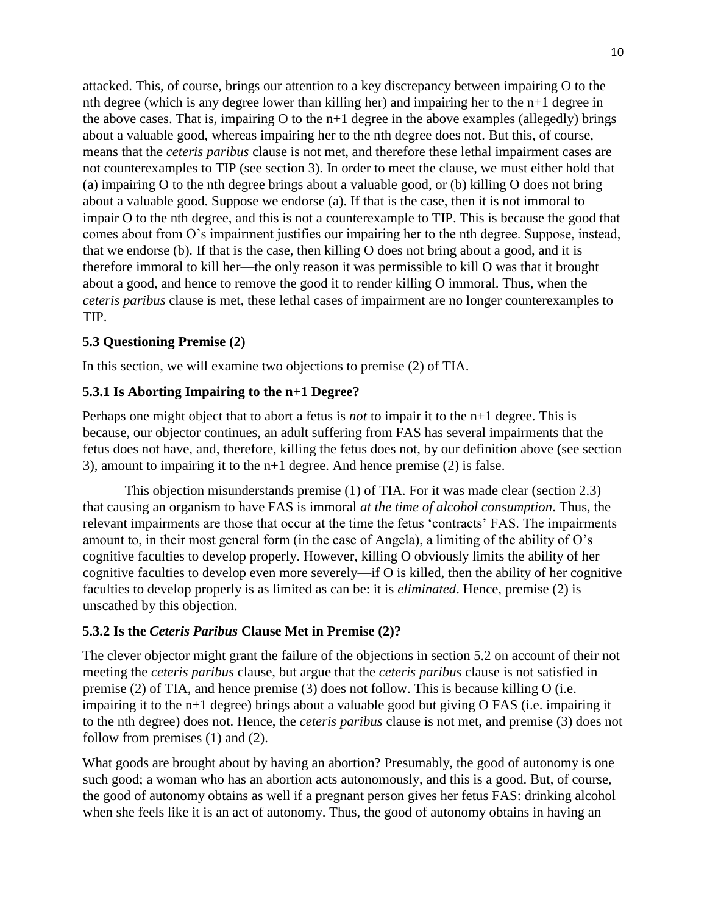attacked. This, of course, brings our attention to a key discrepancy between impairing O to the nth degree (which is any degree lower than killing her) and impairing her to the n+1 degree in the above cases. That is, impairing O to the n+1 degree in the above examples (allegedly) brings about a valuable good, whereas impairing her to the nth degree does not. But this, of course, means that the *ceteris paribus* clause is not met, and therefore these lethal impairment cases are not counterexamples to TIP (see section 3). In order to meet the clause, we must either hold that (a) impairing O to the nth degree brings about a valuable good, or (b) killing O does not bring about a valuable good. Suppose we endorse (a). If that is the case, then it is not immoral to impair O to the nth degree, and this is not a counterexample to TIP. This is because the good that comes about from O's impairment justifies our impairing her to the nth degree. Suppose, instead, that we endorse (b). If that is the case, then killing O does not bring about a good, and it is therefore immoral to kill her—the only reason it was permissible to kill O was that it brought about a good, and hence to remove the good it to render killing O immoral. Thus, when the *ceteris paribus* clause is met, these lethal cases of impairment are no longer counterexamples to TIP.

### 5.3 Questioning Premise (2)

In this section, we will examine two objections to premise (2) of TIA.

#### 5.3.1 Is Aborting Impairing to the n+1 Degree?

Perhaps one might object that to abort a fetus is *not* to impair it to the n+1 degree. This is because, our objector continues, an adult suffering from FAS has several impairments that the fetus does not have, and, therefore, killing the fetus does not, by our definition above (see section 3), amount to impairing it to the n+1 degree. And hence premise (2) is false.

This objection misunderstands premise (1) of TIA. For it was made clear (section 2.3) that causing an organism to have FAS is immoral *at the time of alcohol consumption*. Thus, the relevant impairments are those that occur at the time the fetus 'contracts' FAS. The impairments amount to, in their most general form (in the case of Angela), a limiting of the ability of O's cognitive faculties to develop properly. However, killing O obviously limits the ability of her cognitive faculties to develop even more severely—if O is killed, then the ability of her cognitive faculties to develop properly is as limited as can be: it is *eliminated*. Hence, premise (2) is unscathed by this objection.

#### 5.3.2 Is the *Ceteris Paribus* Clause Met in Premise (2)?

The clever objector might grant the failure of the objections in section 5.2 on account of their not meeting the *ceteris paribus* clause, but argue that the *ceteris paribus* clause is not satisfied in premise (2) of TIA, and hence premise (3) does not follow. This is because killing O (i.e. impairing it to the n+1 degree) brings about a valuable good but giving O FAS (i.e. impairing it to the nth degree) does not. Hence, the *ceteris paribus* clause is not met, and premise (3) does not follow from premises (1) and (2).

What goods are brought about by having an abortion? Presumably, the good of autonomy is one such good; a woman who has an abortion acts autonomously, and this is a good. But, of course, the good of autonomy obtains as well if a pregnant person gives her fetus FAS: drinking alcohol when she feels like it is an act of autonomy. Thus, the good of autonomy obtains in having an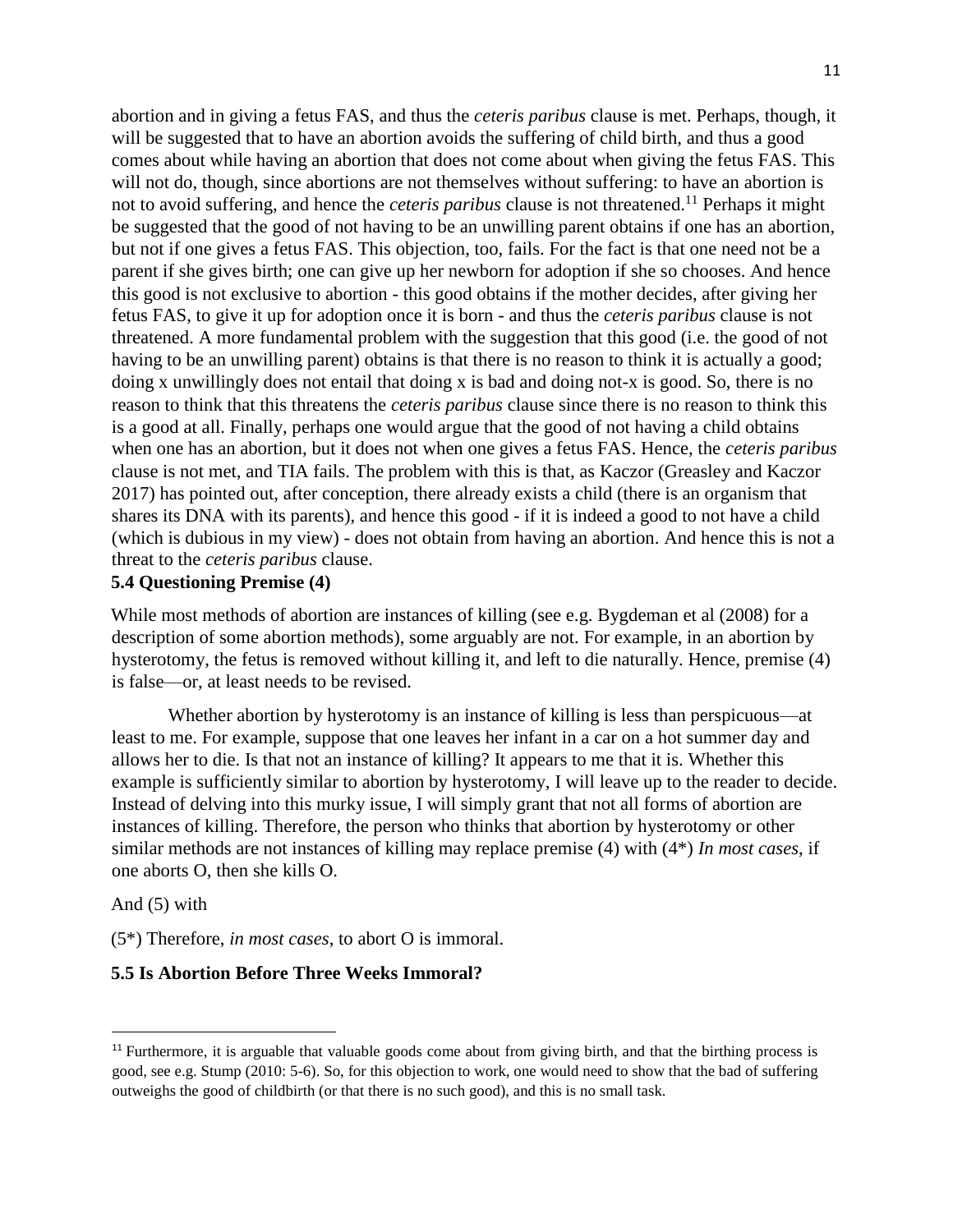abortion and in giving a fetus FAS, and thus the *ceteris paribus* clause is met. Perhaps, though, it will be suggested that to have an abortion avoids the suffering of child birth, and thus a good comes about while having an abortion that does not come about when giving the fetus FAS. This will not do, though, since abortions are not themselves without suffering: to have an abortion is not to avoid suffering, and hence the *ceteris paribus* clause is not threatened.[11] Perhaps it might be suggested that the good of not having to be an unwilling parent obtains if one has an abortion, but not if one gives a fetus FAS. This objection, too, fails. For the fact is that one need not be a parent if she gives birth; one can give up her newborn for adoption if she so chooses. And hence this good is not exclusive to abortion - this good obtains if the mother decides, after giving her fetus FAS, to give it up for adoption once it is born - and thus the *ceteris paribus* clause is not threatened. A more fundamental problem with the suggestion that this good (i.e. the good of not having to be an unwilling parent) obtains is that there is no reason to think it is actually a good; doing x unwillingly does not entail that doing x is bad and doing not-x is good. So, there is no reason to think that this threatens the *ceteris paribus* clause since there is no reason to think this is a good at all. Finally, perhaps one would argue that the good of not having a child obtains when one has an abortion, but it does not when one gives a fetus FAS. Hence, the *ceteris paribus* clause is not met, and TIA fails. The problem with this is that, as Kaczor (Greasley and Kaczor 2017) has pointed out, after conception, there already exists a child (there is an organism that shares its DNA with its parents), and hence this good - if it is indeed a good to not have a child (which is dubious in my view) - does not obtain from having an abortion. And hence this is not a threat to the *ceteris paribus* clause.

### 5.4 Questioning Premise (4)

While most methods of abortion are instances of killing (see e.g. Bygdeman et al (2008) for a description of some abortion methods), some arguably are not. For example, in an abortion by hysterotomy, the fetus is removed without killing it, and left to die naturally. Hence, premise (4) is false—or, at least needs to be revised.

Whether abortion by hysterotomy is an instance of killing is less than perspicuous—at least to me. For example, suppose that one leaves her infant in a car on a hot summer day and allows her to die. Is that not an instance of killing? It appears to me that it is. Whether this example is sufficiently similar to abortion by hysterotomy, I will leave up to the reader to decide. Instead of delving into this murky issue, I will simply grant that not all forms of abortion are instances of killing. Therefore, the person who thinks that abortion by hysterotomy or other similar methods are not instances of killing may replace premise (4) with (4*) *In most cases*, if one aborts O, then she kills O.

And (5) with

(5*) Therefore, *in most cases*, to abort O is immoral.

### 5.5 Is Abortion Before Three Weeks Immoral?

---

[11] Furthermore, it is arguable that valuable goods come about from giving birth, and that the birthing process is good, see e.g. Stump (2010: 5-6). So, for this objection to work, one would need to show that the bad of suffering outweighs the good of childbirth (or that there is no such good), and this is no small task.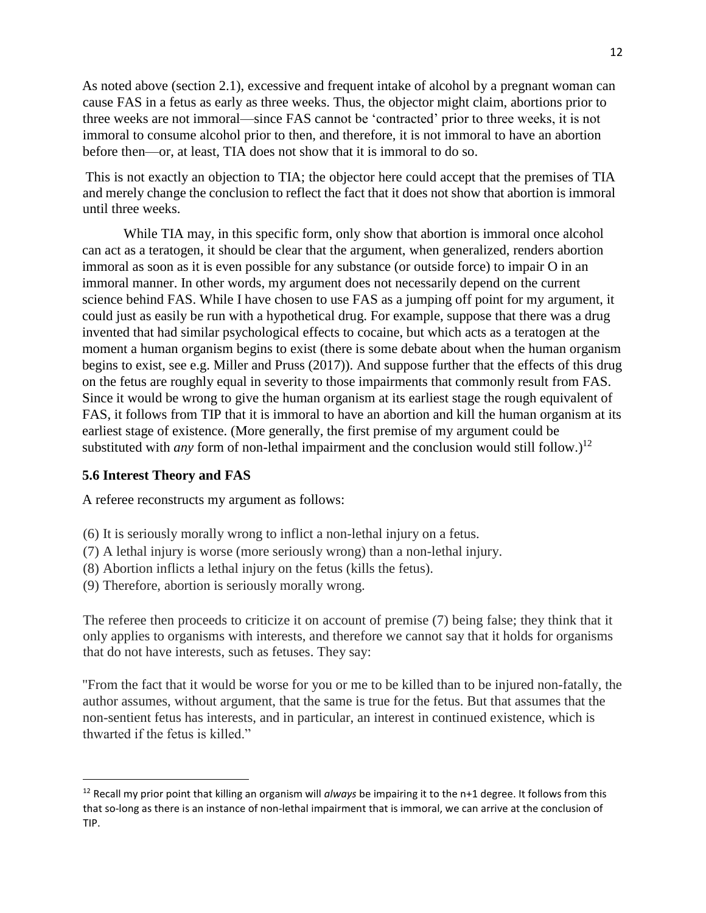As noted above (section 2.1), excessive and frequent intake of alcohol by a pregnant woman can cause FAS in a fetus as early as three weeks. Thus, the objector might claim, abortions prior to three weeks are not immoral—since FAS cannot be 'contracted' prior to three weeks, it is not immoral to consume alcohol prior to then, and therefore, it is not immoral to have an abortion before then—or, at least, TIA does not show that it is immoral to do so.

This is not exactly an objection to TIA; the objector here could accept that the premises of TIA and merely change the conclusion to reflect the fact that it does not show that abortion is immoral until three weeks.

While TIA may, in this specific form, only show that abortion is immoral once alcohol can act as a teratogen, it should be clear that the argument, when generalized, renders abortion immoral as soon as it is even possible for any substance (or outside force) to impair O in an immoral manner. In other words, my argument does not necessarily depend on the current science behind FAS. While I have chosen to use FAS as a jumping off point for my argument, it could just as easily be run with a hypothetical drug. For example, suppose that there was a drug invented that had similar psychological effects to cocaine, but which acts as a teratogen at the moment a human organism begins to exist (there is some debate about when the human organism begins to exist, see e.g. Miller and Pruss (2017)). And suppose further that the effects of this drug on the fetus are roughly equal in severity to those impairments that commonly result from FAS. Since it would be wrong to give the human organism at its earliest stage the rough equivalent of FAS, it follows from TIP that it is immoral to have an abortion and kill the human organism at its earliest stage of existence. (More generally, the first premise of my argument could be substituted with *any* form of non-lethal impairment and the conclusion would still follow.)[12]

### 5.6 Interest Theory and FAS

A referee reconstructs my argument as follows:

(6) It is seriously morally wrong to inflict a non-lethal injury on a fetus.
(7) A lethal injury is worse (more seriously wrong) than a non-lethal injury.
(8) Abortion inflicts a lethal injury on the fetus (kills the fetus).
(9) Therefore, abortion is seriously morally wrong.

The referee then proceeds to criticize it on account of premise (7) being false; they think that it only applies to organisms with interests, and therefore we cannot say that it holds for organisms that do not have interests, such as fetuses. They say:

"From the fact that it would be worse for you or me to be killed than to be injured non-fatally, the author assumes, without argument, that the same is true for the fetus. But that assumes that the non-sentient fetus has interests, and in particular, an interest in continued existence, which is thwarted if the fetus is killed."

---

[12] Recall my prior point that killing an organism will *always* be impairing it to the n+1 degree. It follows from this that so-long as there is an instance of non-lethal impairment that is immoral, we can arrive at the conclusion of TIP.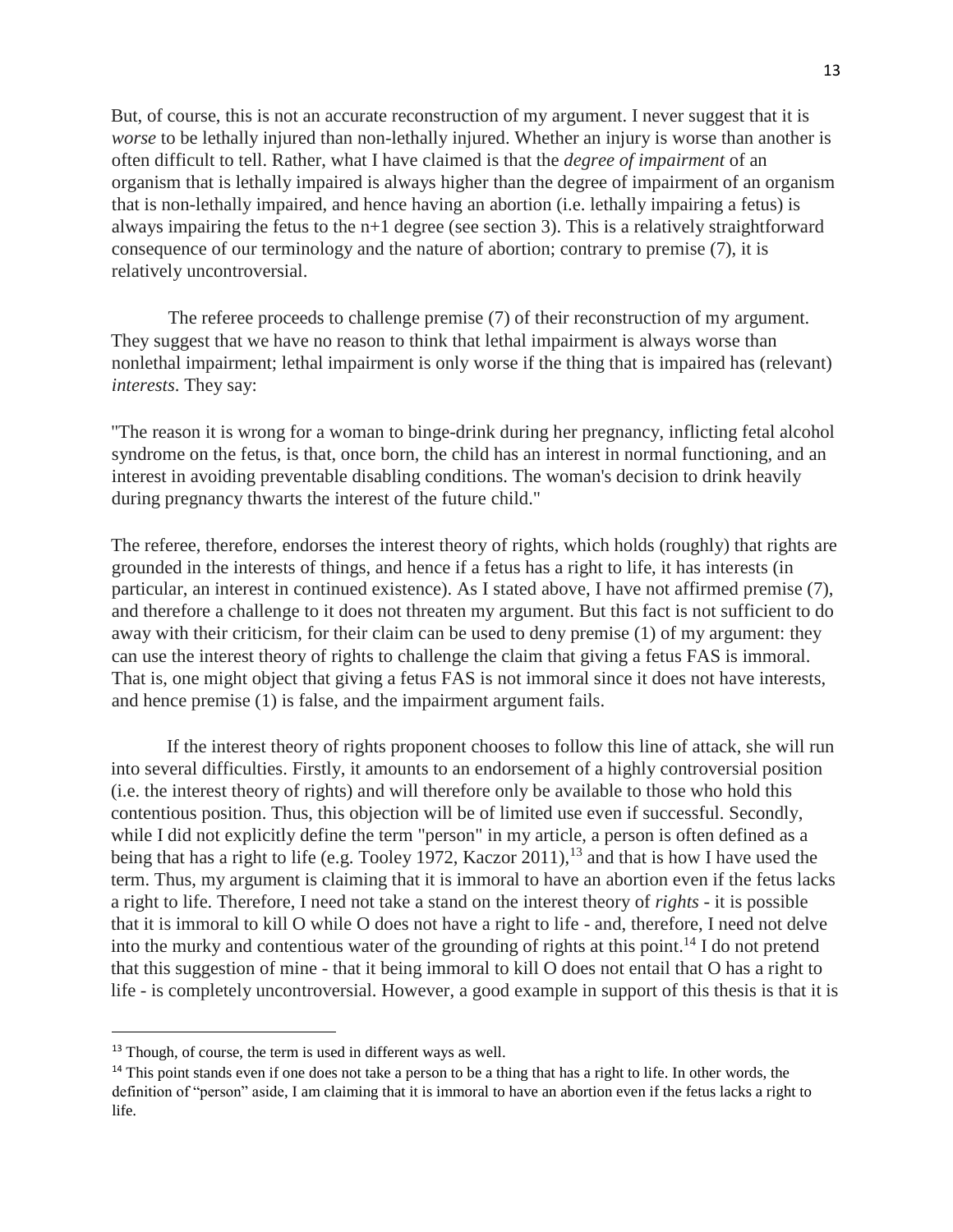But, of course, this is not an accurate reconstruction of my argument. I never suggest that it is *worse* to be lethally injured than non-lethally injured. Whether an injury is worse than another is often difficult to tell. Rather, what I have claimed is that the *degree of impairment* of an organism that is lethally impaired is always higher than the degree of impairment of an organism that is non-lethally impaired, and hence having an abortion (i.e. lethally impairing a fetus) is always impairing the fetus to the n+1 degree (see section 3). This is a relatively straightforward consequence of our terminology and the nature of abortion; contrary to premise (7), it is relatively uncontroversial.

The referee proceeds to challenge premise (7) of their reconstruction of my argument. They suggest that we have no reason to think that lethal impairment is always worse than nonlethal impairment; lethal impairment is only worse if the thing that is impaired has (relevant) *interests*. They say:

"The reason it is wrong for a woman to binge-drink during her pregnancy, inflicting fetal alcohol syndrome on the fetus, is that, once born, the child has an interest in normal functioning, and an interest in avoiding preventable disabling conditions. The woman's decision to drink heavily during pregnancy thwarts the interest of the future child."

The referee, therefore, endorses the interest theory of rights, which holds (roughly) that rights are grounded in the interests of things, and hence if a fetus has a right to life, it has interests (in particular, an interest in continued existence). As I stated above, I have not affirmed premise (7), and therefore a challenge to it does not threaten my argument. But this fact is not sufficient to do away with their criticism, for their claim can be used to deny premise (1) of my argument: they can use the interest theory of rights to challenge the claim that giving a fetus FAS is immoral. That is, one might object that giving a fetus FAS is not immoral since it does not have interests, and hence premise (1) is false, and the impairment argument fails.

If the interest theory of rights proponent chooses to follow this line of attack, she will run into several difficulties. Firstly, it amounts to an endorsement of a highly controversial position (i.e. the interest theory of rights) and will therefore only be available to those who hold this contentious position. Thus, this objection will be of limited use even if successful. Secondly, while I did not explicitly define the term "person" in my article, a person is often defined as a being that has a right to life (e.g. Tooley 1972, Kaczor 2011),[13] and that is how I have used the term. Thus, my argument is claiming that it is immoral to have an abortion even if the fetus lacks a right to life. Therefore, I need not take a stand on the interest theory of *rights* - it is possible that it is immoral to kill O while O does not have a right to life - and, therefore, I need not delve into the murky and contentious water of the grounding of rights at this point.[14] I do not pretend that this suggestion of mine - that it being immoral to kill O does not entail that O has a right to life - is completely uncontroversial. However, a good example in support of this thesis is that it is

---

[13] Though, of course, the term is used in different ways as well.

[14] This point stands even if one does not take a person to be a thing that has a right to life. In other words, the definition of "person" aside, I am claiming that it is immoral to have an abortion even if the fetus lacks a right to life.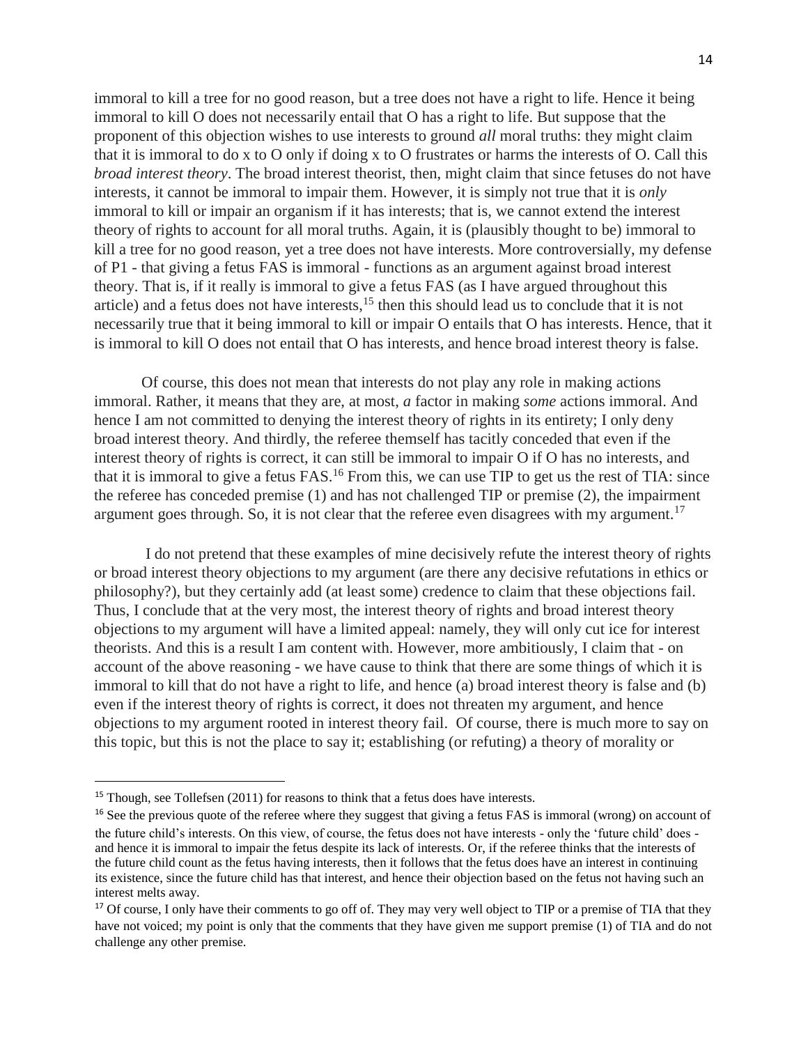immoral to kill a tree for no good reason, but a tree does not have a right to life. Hence it being immoral to kill O does not necessarily entail that O has a right to life. But suppose that the proponent of this objection wishes to use interests to ground *all* moral truths: they might claim that it is immoral to do x to O only if doing x to O frustrates or harms the interests of O. Call this *broad interest theory*. The broad interest theorist, then, might claim that since fetuses do not have interests, it cannot be immoral to impair them. However, it is simply not true that it is *only* immoral to kill or impair an organism if it has interests; that is, we cannot extend the interest theory of rights to account for all moral truths. Again, it is (plausibly thought to be) immoral to kill a tree for no good reason, yet a tree does not have interests. More controversially, my defense of P1 - that giving a fetus FAS is immoral - functions as an argument against broad interest theory. That is, if it really is immoral to give a fetus FAS (as I have argued throughout this article) and a fetus does not have interests,[15] then this should lead us to conclude that it is not necessarily true that it being immoral to kill or impair O entails that O has interests. Hence, that it is immoral to kill O does not entail that O has interests, and hence broad interest theory is false.

Of course, this does not mean that interests do not play any role in making actions immoral. Rather, it means that they are, at most, *a* factor in making *some* actions immoral. And hence I am not committed to denying the interest theory of rights in its entirety; I only deny broad interest theory. And thirdly, the referee themself has tacitly conceded that even if the interest theory of rights is correct, it can still be immoral to impair O if O has no interests, and that it is immoral to give a fetus FAS.[16] From this, we can use TIP to get us the rest of TIA: since the referee has conceded premise (1) and has not challenged TIP or premise (2), the impairment argument goes through. So, it is not clear that the referee even disagrees with my argument.[17]

I do not pretend that these examples of mine decisively refute the interest theory of rights or broad interest theory objections to my argument (are there any decisive refutations in ethics or philosophy?), but they certainly add (at least some) credence to claim that these objections fail. Thus, I conclude that at the very most, the interest theory of rights and broad interest theory objections to my argument will have a limited appeal: namely, they will only cut ice for interest theorists. And this is a result I am content with. However, more ambitiously, I claim that - on account of the above reasoning - we have cause to think that there are some things of which it is immoral to kill that do not have a right to life, and hence (a) broad interest theory is false and (b) even if the interest theory of rights is correct, it does not threaten my argument, and hence objections to my argument rooted in interest theory fail. Of course, there is much more to say on this topic, but this is not the place to say it; establishing (or refuting) a theory of morality or

---

[15] Though, see Tollefsen (2011) for reasons to think that a fetus does have interests.

[16] See the previous quote of the referee where they suggest that giving a fetus FAS is immoral (wrong) on account of the future child's interests. On this view, of course, the fetus does not have interests - only the 'future child' does - and hence it is immoral to impair the fetus despite its lack of interests. Or, if the referee thinks that the interests of the future child count as the fetus having interests, then it follows that the fetus does have an interest in continuing its existence, since the future child has that interest, and hence their objection based on the fetus not having such an interest melts away.

[17] Of course, I only have their comments to go off of. They may very well object to TIP or a premise of TIA that they have not voiced; my point is only that the comments that they have given me support premise (1) of TIA and do not challenge any other premise.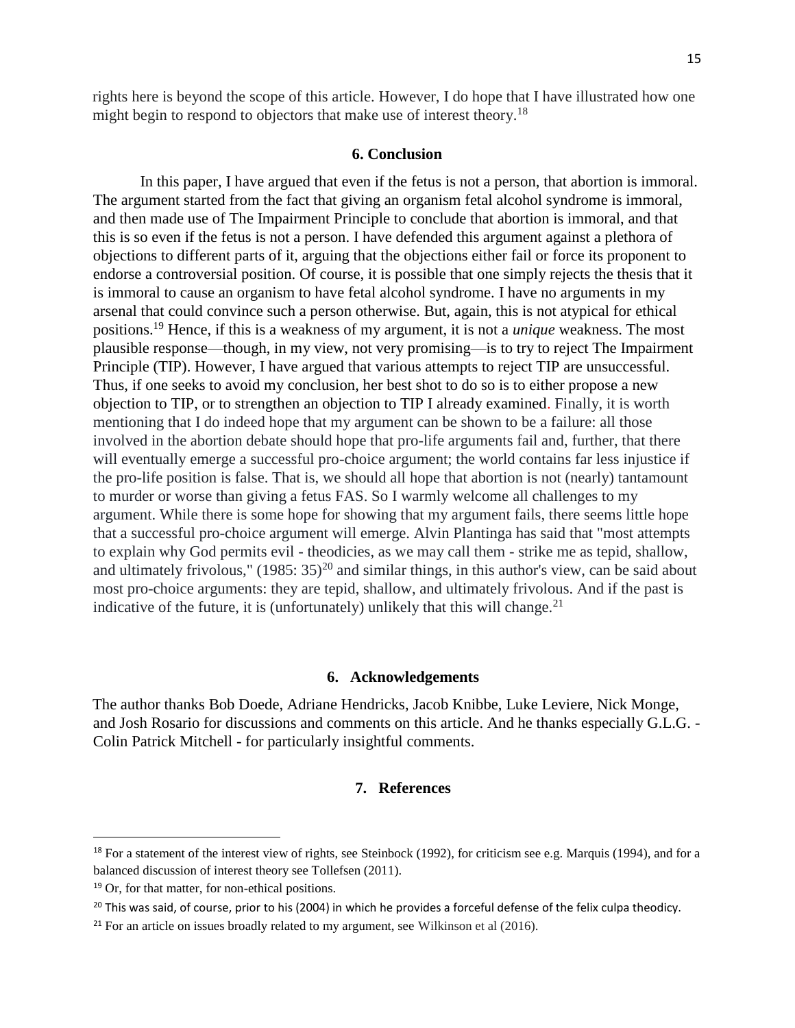rights here is beyond the scope of this article. However, I do hope that I have illustrated how one might begin to respond to objectors that make use of interest theory.[18]

## 6. Conclusion

In this paper, I have argued that even if the fetus is not a person, that abortion is immoral. The argument started from the fact that giving an organism fetal alcohol syndrome is immoral, and then made use of The Impairment Principle to conclude that abortion is immoral, and that this is so even if the fetus is not a person. I have defended this argument against a plethora of objections to different parts of it, arguing that the objections either fail or force its proponent to endorse a controversial position. Of course, it is possible that one simply rejects the thesis that it is immoral to cause an organism to have fetal alcohol syndrome. I have no arguments in my arsenal that could convince such a person otherwise. But, again, this is not atypical for ethical positions.[19] Hence, if this is a weakness of my argument, it is not a *unique* weakness. The most plausible response—though, in my view, not very promising—is to try to reject The Impairment Principle (TIP). However, I have argued that various attempts to reject TIP are unsuccessful. Thus, if one seeks to avoid my conclusion, her best shot to do so is to either propose a new objection to TIP, or to strengthen an objection to TIP I already examined. Finally, it is worth mentioning that I do indeed hope that my argument can be shown to be a failure: all those involved in the abortion debate should hope that pro-life arguments fail and, further, that there will eventually emerge a successful pro-choice argument; the world contains far less injustice if the pro-life position is false. That is, we should all hope that abortion is not (nearly) tantamount to murder or worse than giving a fetus FAS. So I warmly welcome all challenges to my argument. While there is some hope for showing that my argument fails, there seems little hope that a successful pro-choice argument will emerge. Alvin Plantinga has said that "most attempts to explain why God permits evil - theodicies, as we may call them - strike me as tepid, shallow, and ultimately frivolous," (1985: 35)[20] and similar things, in this author's view, can be said about most pro-choice arguments: they are tepid, shallow, and ultimately frivolous. And if the past is indicative of the future, it is (unfortunately) unlikely that this will change.[21]

## 6. Acknowledgements

The author thanks Bob Doede, Adriane Hendricks, Jacob Knibbe, Luke Leviere, Nick Monge, and Josh Rosario for discussions and comments on this article. And he thanks especially G.L.G. - Colin Patrick Mitchell - for particularly insightful comments.

## 7. References

---

[18] For a statement of the interest view of rights, see Steinbock (1992), for criticism see e.g. Marquis (1994), and for a balanced discussion of interest theory see Tollefsen (2011).

[19] Or, for that matter, for non-ethical positions.

[20] This was said, of course, prior to his (2004) in which he provides a forceful defense of the felix culpa theodicy.

[21] For an article on issues broadly related to my argument, see Wilkinson et al (2016).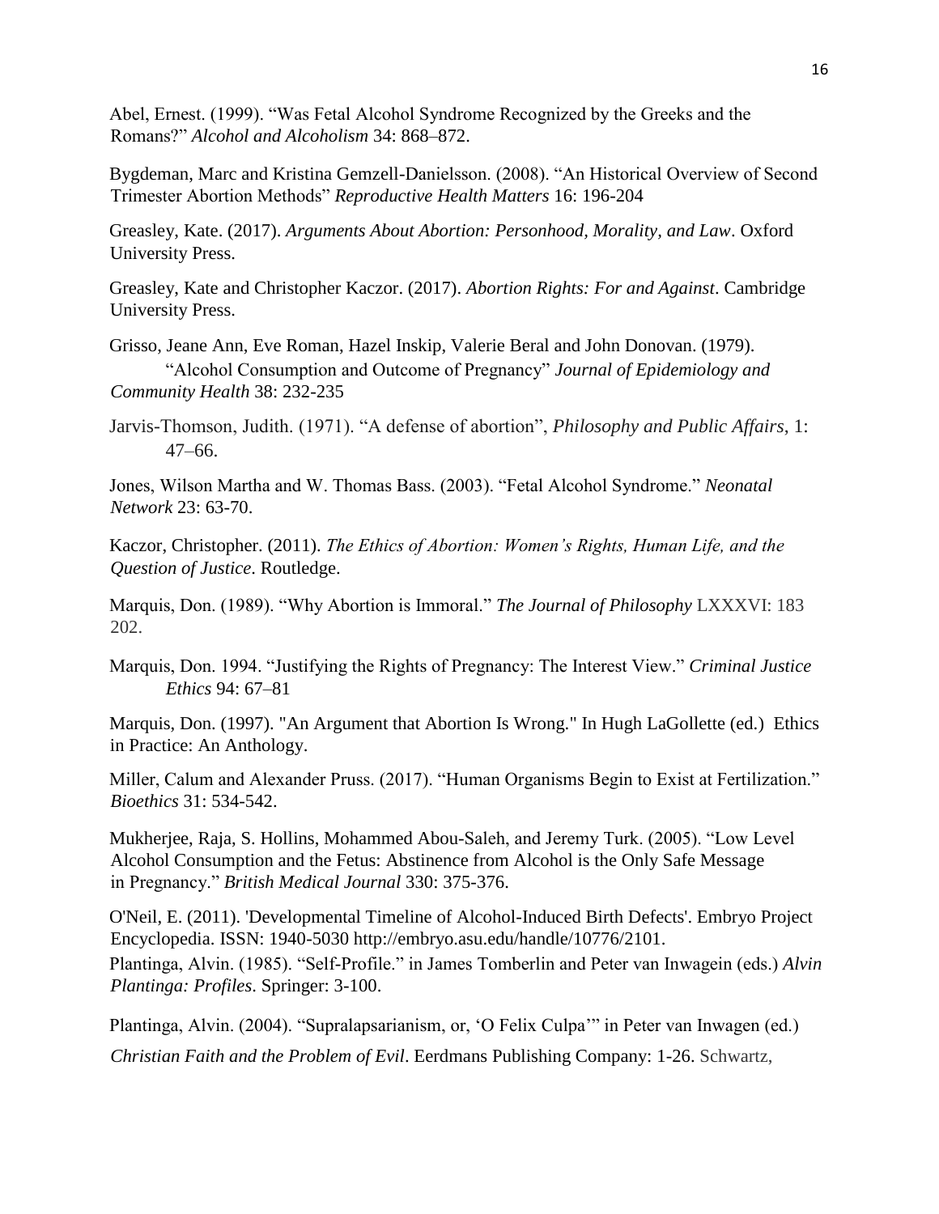Abel, Ernest. (1999). “Was Fetal Alcohol Syndrome Recognized by the Greeks and the Romans?” *Alcohol and Alcoholism* 34: 868–872.

Bygdeman, Marc and Kristina Gemzell-Danielsson. (2008). “An Historical Overview of Second Trimester Abortion Methods” *Reproductive Health Matters* 16: 196-204

Greasley, Kate. (2017). *Arguments About Abortion: Personhood, Morality, and Law*. Oxford University Press.

Greasley, Kate and Christopher Kaczor. (2017). *Abortion Rights: For and Against*. Cambridge University Press.

Grisso, Jeane Ann, Eve Roman, Hazel Inskip, Valerie Beral and John Donovan. (1979). “Alcohol Consumption and Outcome of Pregnancy” *Journal of Epidemiology and Community Health* 38: 232-235

Jarvis-Thomson, Judith. (1971). “A defense of abortion”, *Philosophy and Public Affairs*, 1: 47–66.

Jones, Wilson Martha and W. Thomas Bass. (2003). “Fetal Alcohol Syndrome.” *Neonatal Network* 23: 63-70.

Kaczor, Christopher. (2011). *The Ethics of Abortion: Women’s Rights, Human Life, and the Question of Justice*. Routledge.

Marquis, Don. (1989). “Why Abortion is Immoral.” *The Journal of Philosophy* LXXXVI: 183 202.

Marquis, Don. 1994. “Justifying the Rights of Pregnancy: The Interest View.” *Criminal Justice Ethics* 94: 67–81

Marquis, Don. (1997). "An Argument that Abortion Is Wrong." In Hugh LaGollette (ed.) Ethics in Practice: An Anthology.

Miller, Calum and Alexander Pruss. (2017). “Human Organisms Begin to Exist at Fertilization.” *Bioethics* 31: 534-542.

Mukherjee, Raja, S. Hollins, Mohammed Abou-Saleh, and Jeremy Turk. (2005). “Low Level Alcohol Consumption and the Fetus: Abstinence from Alcohol is the Only Safe Message in Pregnancy.” *British Medical Journal* 330: 375-376.

O'Neil, E. (2011). 'Developmental Timeline of Alcohol-Induced Birth Defects'. Embryo Project Encyclopedia. ISSN: 1940-5030 http://embryo.asu.edu/handle/10776/2101.

Plantinga, Alvin. (1985). “Self-Profile.” in James Tomberlin and Peter van Inwageín (eds.) *Alvin Plantinga: Profiles*. Springer: 3-100.

Plantinga, Alvin. (2004). “Supralapsarianism, or, ‘O Felix Culpa’” in Peter van Inwagen (ed.) *Christian Faith and the Problem of Evil*. Eerdmans Publishing Company: 1-26. Schwartz,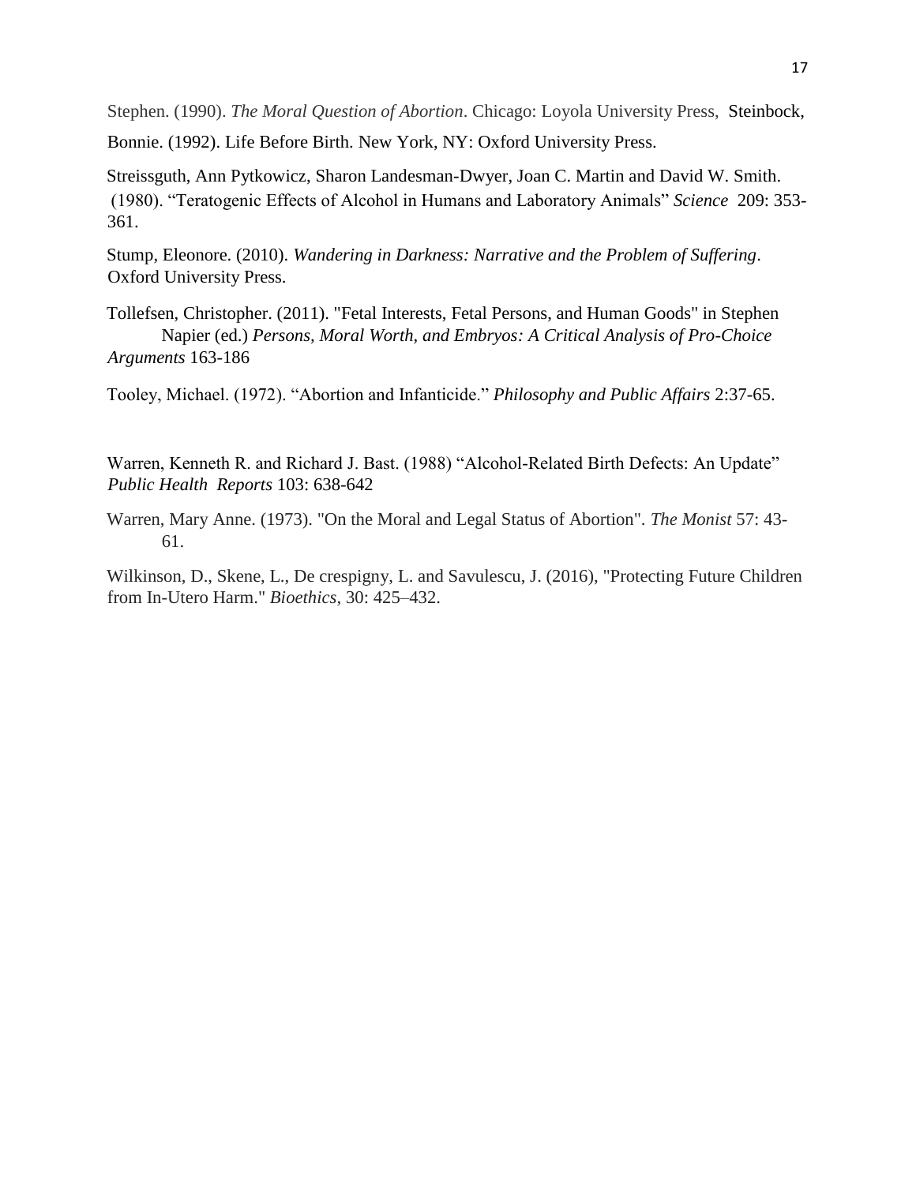Stephen. (1990). *The Moral Question of Abortion*. Chicago: Loyola University Press, Steinbock, Bonnie. (1992). Life Before Birth. New York, NY: Oxford University Press.

Streissguth, Ann Pytkowicz, Sharon Landesman-Dwyer, Joan C. Martin and David W. Smith. (1980). "Teratogenic Effects of Alcohol in Humans and Laboratory Animals" *Science* 209: 353-361.

Stump, Eleonore. (2010). *Wandering in Darkness: Narrative and the Problem of Suffering*. Oxford University Press.

Tollefsen, Christopher. (2011). "Fetal Interests, Fetal Persons, and Human Goods" in Stephen Napier (ed.) *Persons, Moral Worth, and Embryos: A Critical Analysis of Pro-Choice Arguments* 163-186

Tooley, Michael. (1972). "Abortion and Infanticide." *Philosophy and Public Affairs* 2:37-65.

Warren, Kenneth R. and Richard J. Bast. (1988) "Alcohol-Related Birth Defects: An Update" *Public Health Reports* 103: 638-642

Warren, Mary Anne. (1973). "On the Moral and Legal Status of Abortion". *The Monist* 57: 43-61.

Wilkinson, D., Skene, L., De crespigny, L. and Savulescu, J. (2016), "Protecting Future Children from In-Utero Harm." *Bioethics*, 30: 425–432.